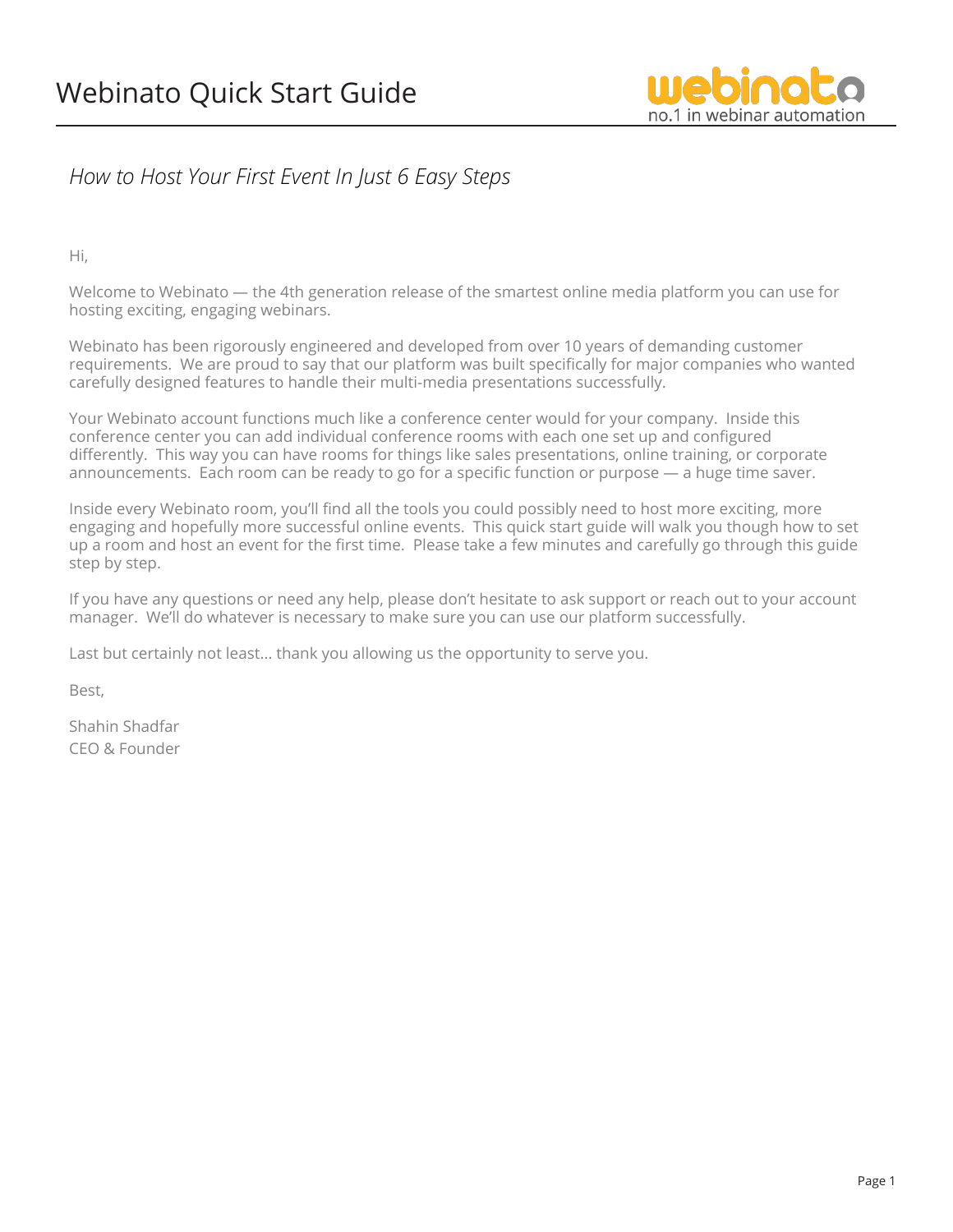# Webinato Quick Start Guide

webinato
no.1 in webinar automation

*How to Host Your First Event In Just 6 Easy Steps*

Hi,

Welcome to Webinato — the 4th generation release of the smartest online media platform you can use for hosting exciting, engaging webinars.

Webinato has been rigorously engineered and developed from over 10 years of demanding customer requirements. We are proud to say that our platform was built specifically for major companies who wanted carefully designed features to handle their multi-media presentations successfully.

Your Webinato account functions much like a conference center would for your company. Inside this conference center you can add individual conference rooms with each one set up and configured differently. This way you can have rooms for things like sales presentations, online training, or corporate announcements. Each room can be ready to go for a specific function or purpose — a huge time saver.

Inside every Webinato room, you'll find all the tools you could possibly need to host more exciting, more engaging and hopefully more successful online events. This quick start guide will walk you though how to set up a room and host an event for the first time. Please take a few minutes and carefully go through this guide step by step.

If you have any questions or need any help, please don't hesitate to ask support or reach out to your account manager. We'll do whatever is necessary to make sure you can use our platform successfully.

Last but certainly not least… thank you allowing us the opportunity to serve you.

Best,

Shahin Shadfar
CEO & Founder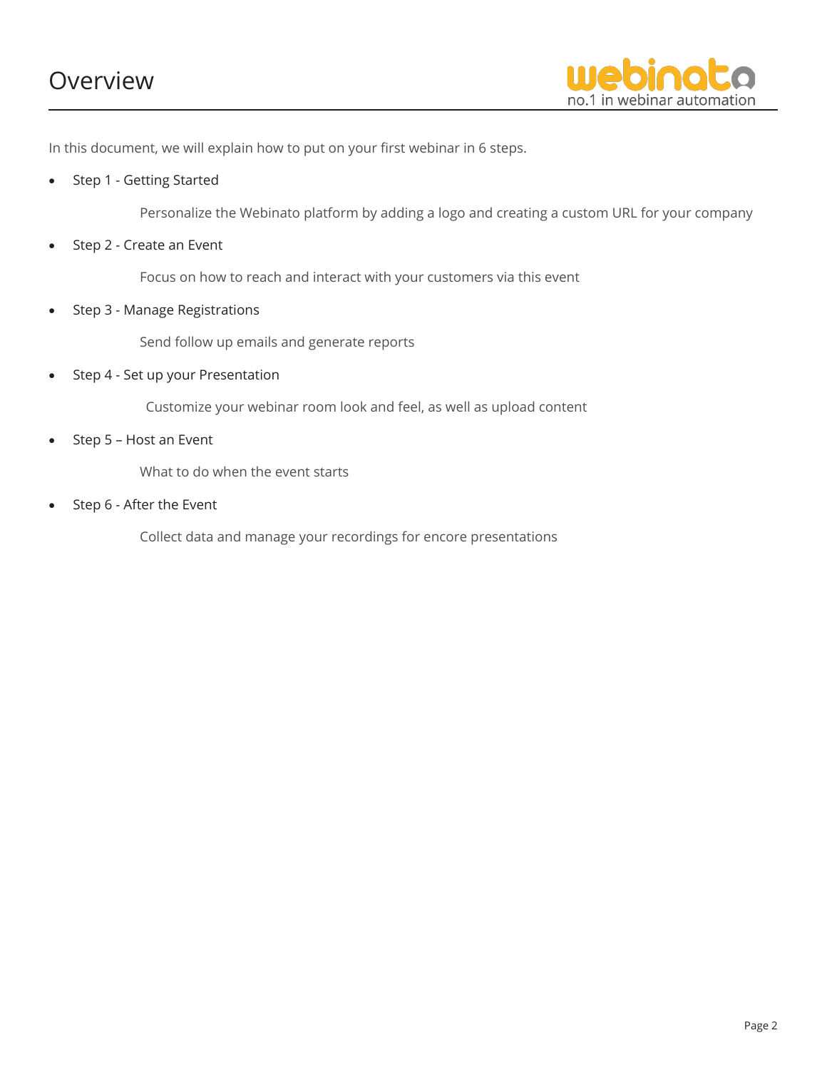# Overview

In this document, we will explain how to put on your first webinar in 6 steps.

- Step 1 - Getting Started

  Personalize the Webinato platform by adding a logo and creating a custom URL for your company

- Step 2 - Create an Event

  Focus on how to reach and interact with your customers via this event

- Step 3 - Manage Registrations

  Send follow up emails and generate reports

- Step 4 - Set up your Presentation

  Customize your webinar room look and feel, as well as upload content

- Step 5 – Host an Event

  What to do when the event starts

- Step 6 - After the Event

  Collect data and manage your recordings for encore presentations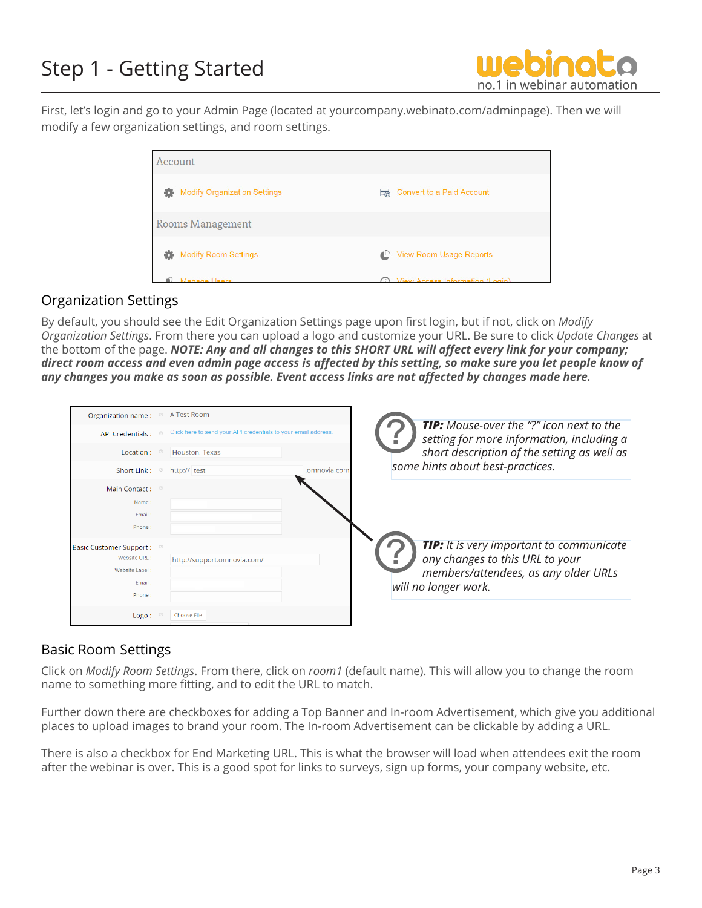# Step 1 - Getting Started

First, let's login and go to your Admin Page (located at yourcompany.webinato.com/adminpage). Then we will modify a few organization settings, and room settings.

## Organization Settings

By default, you should see the Edit Organization Settings page upon first login, but if not, click on *Modify Organization Settings*. From there you can upload a logo and customize your URL. Be sure to click *Update Changes* at the bottom of the page. ***NOTE: Any and all changes to this SHORT URL will affect every link for your company; direct room access and even admin page access is affected by this setting, so make sure you let people know of any changes you make as soon as possible. Event access links are not affected by changes made here.***

***TIP:*** *Mouse-over the "?" icon next to the setting for more information, including a short description of the setting as well as some hints about best-practices.*

***TIP:*** *It is very important to communicate any changes to this URL to your members/attendees, as any older URLs will no longer work.*

## Basic Room Settings

Click on *Modify Room Settings*. From there, click on *room1* (default name). This will allow you to change the room name to something more fitting, and to edit the URL to match.

Further down there are checkboxes for adding a Top Banner and In-room Advertisement, which give you additional places to upload images to brand your room. The In-room Advertisement can be clickable by adding a URL.

There is also a checkbox for End Marketing URL. This is what the browser will load when attendees exit the room after the webinar is over. This is a good spot for links to surveys, sign up forms, your company website, etc.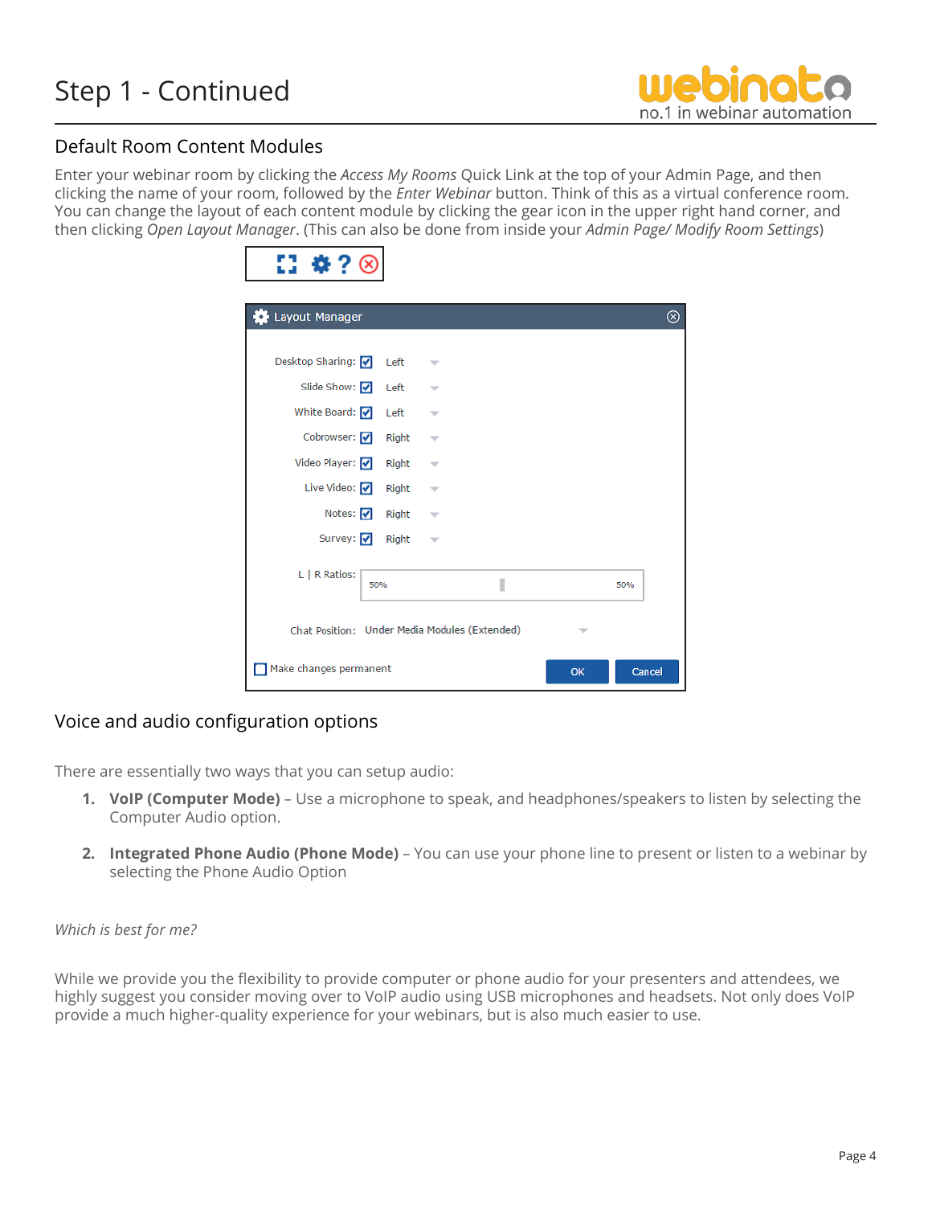# Step 1 - Continued

## Default Room Content Modules

Enter your webinar room by clicking the *Access My Rooms* Quick Link at the top of your Admin Page, and then clicking the name of your room, followed by the *Enter Webinar* button. Think of this as a virtual conference room. You can change the layout of each content module by clicking the gear icon in the upper right hand corner, and then clicking *Open Layout Manager*. (This can also be done from inside your *Admin Page/ Modify Room Settings*)

## Voice and audio configuration options

There are essentially two ways that you can setup audio:

1. **VoIP (Computer Mode)** – Use a microphone to speak, and headphones/speakers to listen by selecting the Computer Audio option.
2. **Integrated Phone Audio (Phone Mode)** – You can use your phone line to present or listen to a webinar by selecting the Phone Audio Option

*Which is best for me?*

While we provide you the flexibility to provide computer or phone audio for your presenters and attendees, we highly suggest you consider moving over to VoIP audio using USB microphones and headsets. Not only does VoIP provide a much higher-quality experience for your webinars, but is also much easier to use.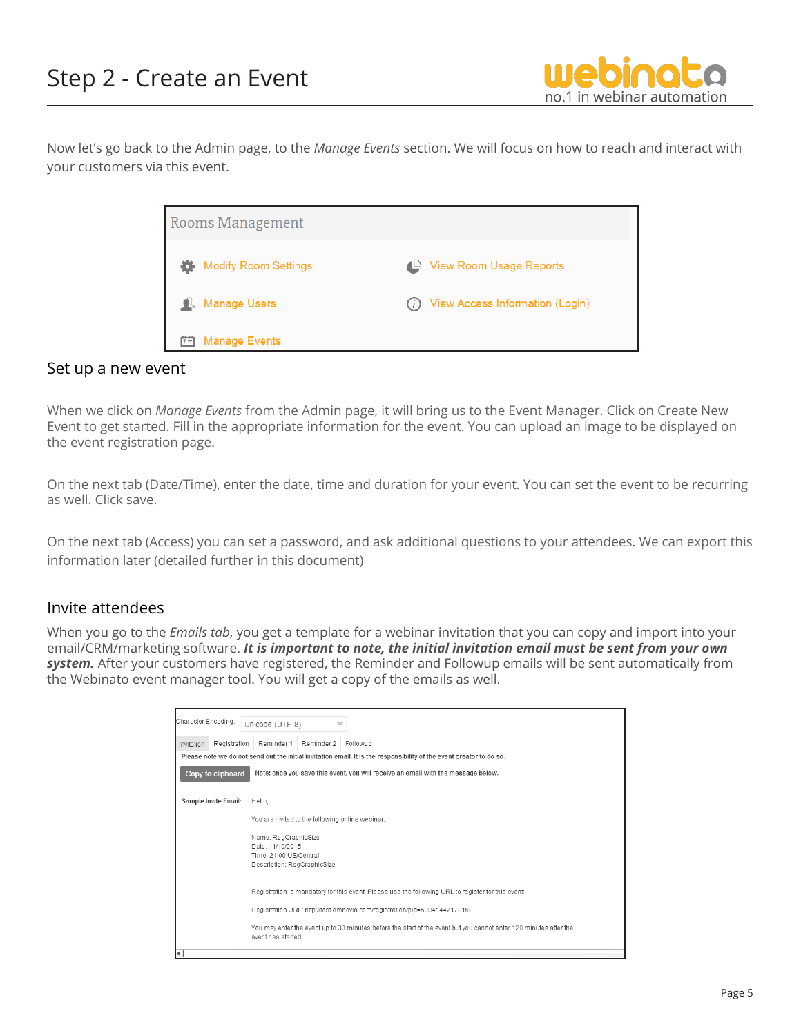# Step 2 - Create an Event

Now let's go back to the Admin page, to the *Manage Events* section. We will focus on how to reach and interact with your customers via this event.

Rooms Management

- Modify Room Settings
- View Room Usage Reports
- Manage Users
- View Access Information (Login)
- Manage Events

## Set up a new event

When we click on *Manage Events* from the Admin page, it will bring us to the Event Manager. Click on Create New Event to get started. Fill in the appropriate information for the event. You can upload an image to be displayed on the event registration page.

On the next tab (Date/Time), enter the date, time and duration for your event. You can set the event to be recurring as well. Click save.

On the next tab (Access) you can set a password, and ask additional questions to your attendees. We can export this information later (detailed further in this document)

## Invite attendees

When you go to the *Emails tab*, you get a template for a webinar invitation that you can copy and import into your email/CRM/marketing software. ***It is important to note, the initial invitation email must be sent from your own system.*** After your customers have registered, the Reminder and Followup emails will be sent automatically from the Webinato event manager tool. You will get a copy of the emails as well.

Character Encoding: Unicode (UTF-8)

Invitation | Registration | Reminder 1 | Reminder 2 | Followup

Please note we do not send out the initial invitation email. It is the responsibility of the event creator to do so.

Copy to clipboard — Note: once you save this event, you will receive an email with the message below.

Sample Invite Email:

Hello,

You are invited to the following online webinar:

Name: RegGraphicSize
Date: 11/10/2015
Time: 21:00 US/Central
Description: RegGraphicSize

Registration is mandatory for this event. Please use the following URL to register for this event:

Registration URL: http://test.omnovia.com/registration/pid=59941447172162

You may enter the event up to 30 minutes before the start of the event but you cannot enter 120 minutes after the event has started.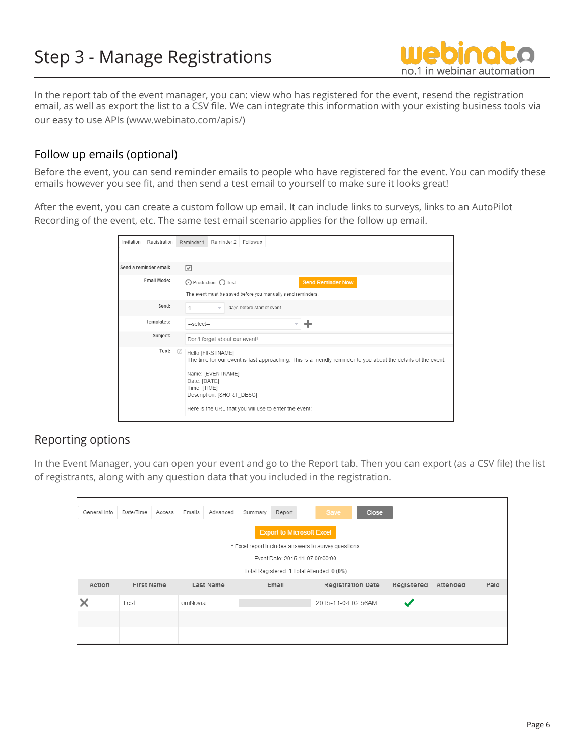# Step 3 - Manage Registrations

In the report tab of the event manager, you can: view who has registered for the event, resend the registration email, as well as export the list to a CSV file. We can integrate this information with your existing business tools via our easy to use APIs (www.webinato.com/apis/)

## Follow up emails (optional)

Before the event, you can send reminder emails to people who have registered for the event. You can modify these emails however you see fit, and then send a test email to yourself to make sure it looks great!

After the event, you can create a custom follow up email. It can include links to surveys, links to an AutoPilot Recording of the event, etc. The same test email scenario applies for the follow up email.

## Reporting options

In the Event Manager, you can open your event and go to the Report tab. Then you can export (as a CSV file) the list of registrants, along with any question data that you included in the registration.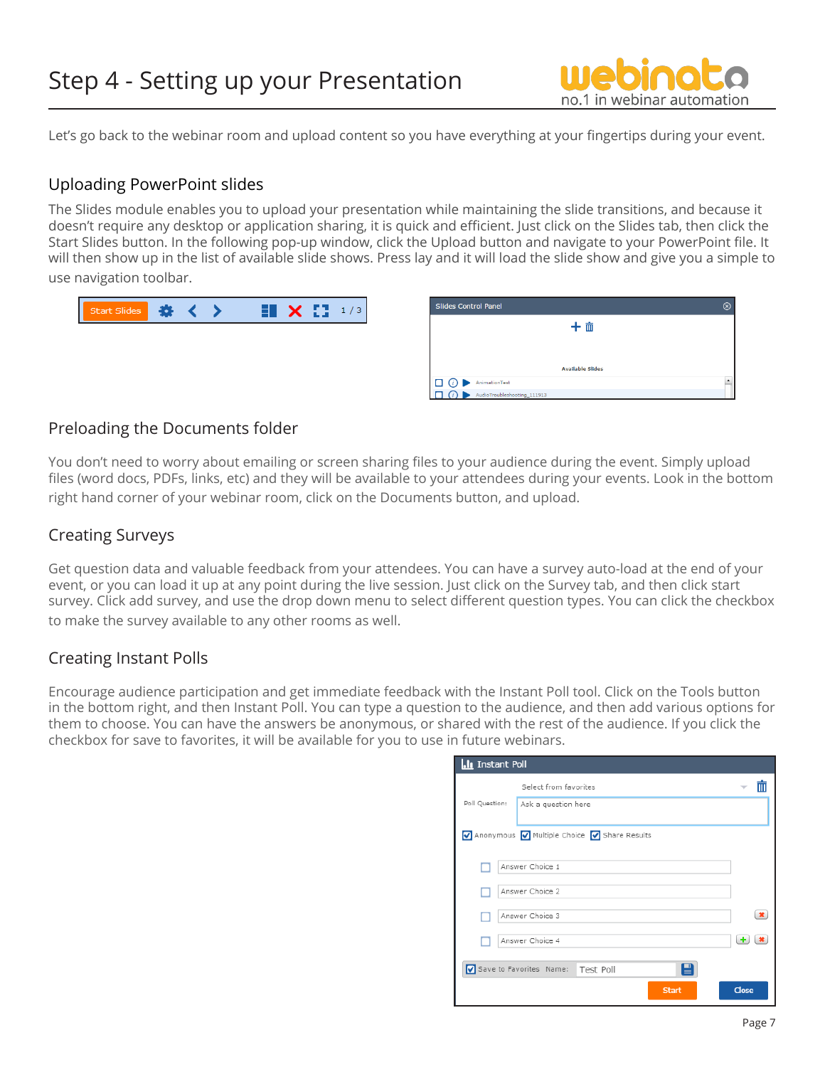# Step 4 - Setting up your Presentation

Let's go back to the webinar room and upload content so you have everything at your fingertips during your event.

## Uploading PowerPoint slides

The Slides module enables you to upload your presentation while maintaining the slide transitions, and because it doesn't require any desktop or application sharing, it is quick and efficient. Just click on the Slides tab, then click the Start Slides button. In the following pop-up window, click the Upload button and navigate to your PowerPoint file. It will then show up in the list of available slide shows. Press lay and it will load the slide show and give you a simple to use navigation toolbar.

## Preloading the Documents folder

You don't need to worry about emailing or screen sharing files to your audience during the event. Simply upload files (word docs, PDFs, links, etc) and they will be available to your attendees during your events. Look in the bottom right hand corner of your webinar room, click on the Documents button, and upload.

## Creating Surveys

Get question data and valuable feedback from your attendees. You can have a survey auto-load at the end of your event, or you can load it up at any point during the live session. Just click on the Survey tab, and then click start survey. Click add survey, and use the drop down menu to select different question types. You can click the checkbox to make the survey available to any other rooms as well.

## Creating Instant Polls

Encourage audience participation and get immediate feedback with the Instant Poll tool. Click on the Tools button in the bottom right, and then Instant Poll. You can type a question to the audience, and then add various options for them to choose. You can have the answers be anonymous, or shared with the rest of the audience. If you click the checkbox for save to favorites, it will be available for you to use in future webinars.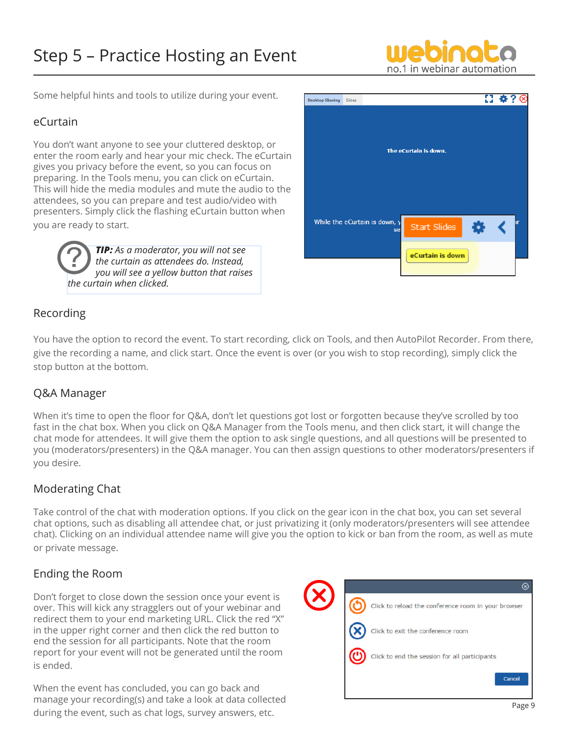# Step 5 – Practice Hosting an Event

Some helpful hints and tools to utilize during your event.

## eCurtain

You don't want anyone to see your cluttered desktop, or enter the room early and hear your mic check. The eCurtain gives you privacy before the event, so you can focus on preparing. In the Tools menu, you can click on eCurtain. This will hide the media modules and mute the audio to the attendees, so you can prepare and test audio/video with presenters. Simply click the flashing eCurtain button when you are ready to start.

> ***TIP:*** *As a moderator, you will not see the curtain as attendees do. Instead, you will see a yellow button that raises the curtain when clicked.*

## Recording

You have the option to record the event. To start recording, click on Tools, and then AutoPilot Recorder. From there, give the recording a name, and click start. Once the event is over (or you wish to stop recording), simply click the stop button at the bottom.

## Q&A Manager

When it's time to open the floor for Q&A, don't let questions got lost or forgotten because they've scrolled by too fast in the chat box. When you click on Q&A Manager from the Tools menu, and then click start, it will change the chat mode for attendees. It will give them the option to ask single questions, and all questions will be presented to you (moderators/presenters) in the Q&A manager. You can then assign questions to other moderators/presenters if you desire.

## Moderating Chat

Take control of the chat with moderation options. If you click on the gear icon in the chat box, you can set several chat options, such as disabling all attendee chat, or just privatizing it (only moderators/presenters will see attendee chat). Clicking on an individual attendee name will give you the option to kick or ban from the room, as well as mute or private message.

## Ending the Room

Don't forget to close down the session once your event is over. This will kick any stragglers out of your webinar and redirect them to your end marketing URL. Click the red "X" in the upper right corner and then click the red button to end the session for all participants. Note that the room report for your event will not be generated until the room is ended.

When the event has concluded, you can go back and manage your recording(s) and take a look at data collected during the event, such as chat logs, survey answers, etc.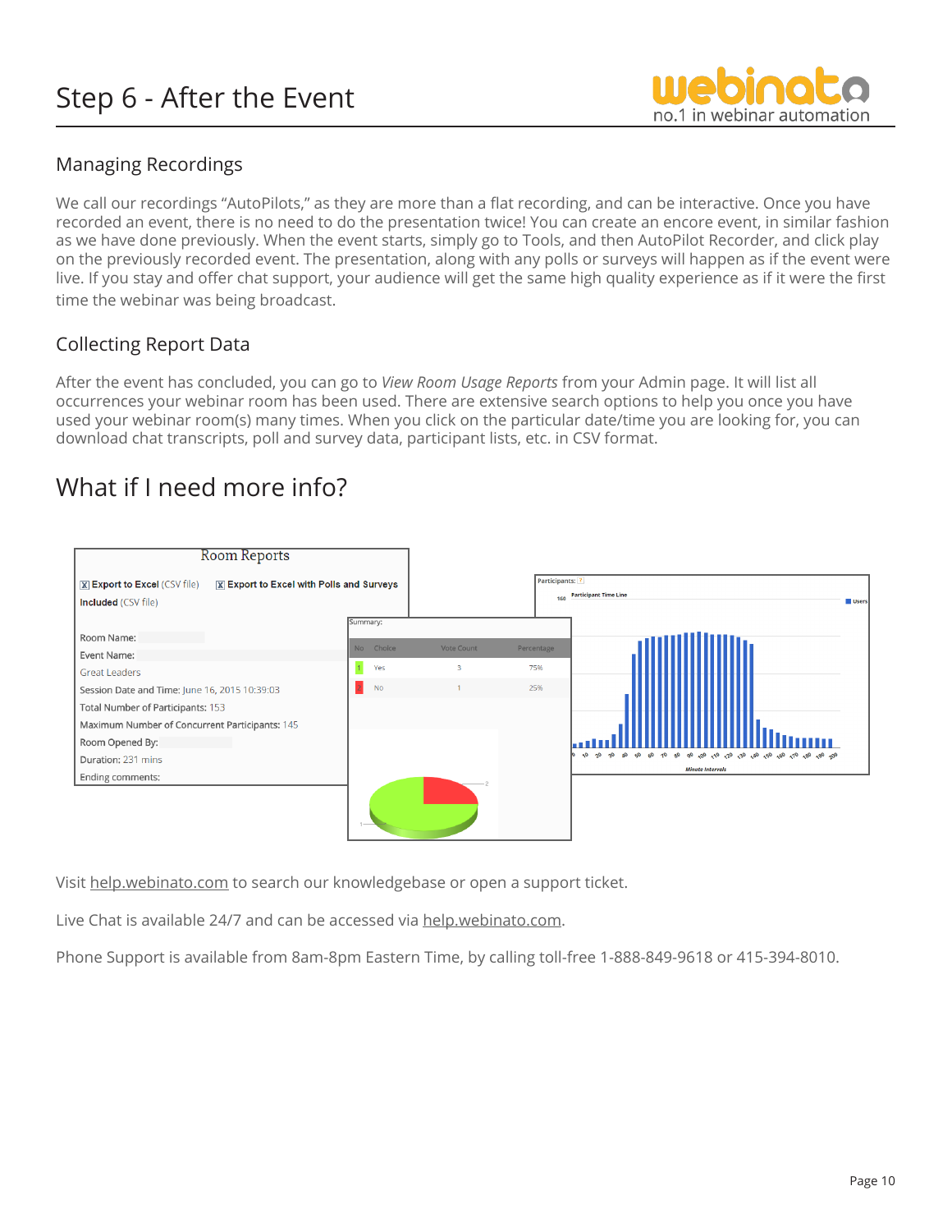# Step 6 - After the Event

## Managing Recordings

We call our recordings "AutoPilots," as they are more than a flat recording, and can be interactive. Once you have recorded an event, there is no need to do the presentation twice! You can create an encore event, in similar fashion as we have done previously. When the event starts, simply go to Tools, and then AutoPilot Recorder, and click play on the previously recorded event. The presentation, along with any polls or surveys will happen as if the event were live. If you stay and offer chat support, your audience will get the same high quality experience as if it were the first time the webinar was being broadcast.

## Collecting Report Data

After the event has concluded, you can go to *View Room Usage Reports* from your Admin page. It will list all occurrences your webinar room has been used. There are extensive search options to help you once you have used your webinar room(s) many times. When you click on the particular date/time you are looking for, you can download chat transcripts, poll and survey data, participant lists, etc. in CSV format.

# What if I need more info?

Room Reports

[X] **Export to Excel** (CSV file) [X] **Export to Excel with Polls and Surveys Included** (CSV file)

Room Name:
Event Name:
Great Leaders
Session Date and Time: June 16, 2015 10:39:03
Total Number of Participants: 153
Maximum Number of Concurrent Participants: 145
Room Opened By:
Duration: 231 mins
Ending comments:

Summary:

| No | Choice | Vote Count | Percentage |
|---|---|---|---|
| 1 | Yes | 3 | 75% |
| 2 | No | 1 | 25% |

Participants:
Participant Time Line
160
Users
0 10 20 30 40 50 60 70 80 90 100 110 120 130 140 150 160 170 180 190 200
Minute Intervals

Visit help.webinato.com to search our knowledgebase or open a support ticket.

Live Chat is available 24/7 and can be accessed via help.webinato.com.

Phone Support is available from 8am-8pm Eastern Time, by calling toll-free 1-888-849-9618 or 415-394-8010.